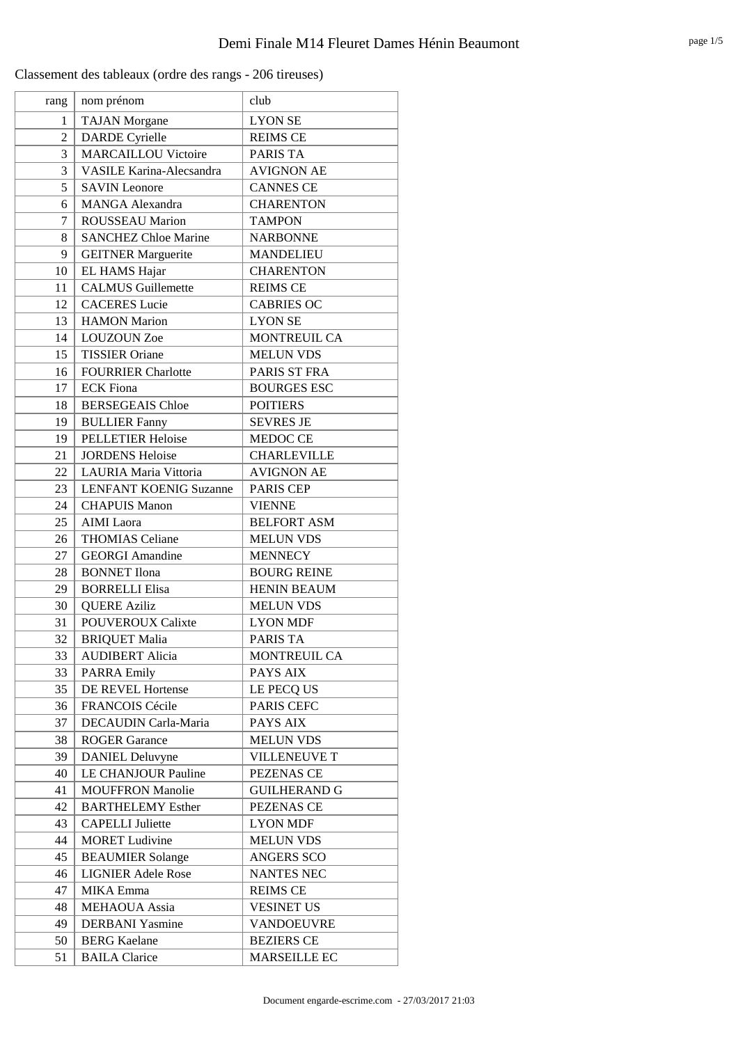# Demi Finale M14 Fleuret Dames Hénin Beaumont

Classement des tableaux (ordre des rangs - 206 tireuses)

| rang | nom prénom | club |
|---|---|---|
| 1 | TAJAN Morgane | LYON SE |
| 2 | DARDE Cyrielle | REIMS CE |
| 3 | MARCAILLOU Victoire | PARIS TA |
| 3 | VASILE Karina-Alecsandra | AVIGNON AE |
| 5 | SAVIN Leonore | CANNES CE |
| 6 | MANGA Alexandra | CHARENTON |
| 7 | ROUSSEAU Marion | TAMPON |
| 8 | SANCHEZ Chloe Marine | NARBONNE |
| 9 | GEITNER Marguerite | MANDELIEU |
| 10 | EL HAMS Hajar | CHARENTON |
| 11 | CALMUS Guillemette | REIMS CE |
| 12 | CACERES Lucie | CABRIES OC |
| 13 | HAMON Marion | LYON SE |
| 14 | LOUZOUN Zoe | MONTREUIL CA |
| 15 | TISSIER Oriane | MELUN VDS |
| 16 | FOURRIER Charlotte | PARIS ST FRA |
| 17 | ECK Fiona | BOURGES ESC |
| 18 | BERSEGEAIS Chloe | POITIERS |
| 19 | BULLIER Fanny | SEVRES JE |
| 19 | PELLETIER Heloise | MEDOC CE |
| 21 | JORDENS Heloise | CHARLEVILLE |
| 22 | LAURIA Maria Vittoria | AVIGNON AE |
| 23 | LENFANT KOENIG Suzanne | PARIS CEP |
| 24 | CHAPUIS Manon | VIENNE |
| 25 | AIMI Laora | BELFORT ASM |
| 26 | THOMIAS Celiane | MELUN VDS |
| 27 | GEORGI Amandine | MENNECY |
| 28 | BONNET Ilona | BOURG REINE |
| 29 | BORRELLI Elisa | HENIN BEAUM |
| 30 | QUERE Aziliz | MELUN VDS |
| 31 | POUVEROUX Calixte | LYON MDF |
| 32 | BRIQUET Malia | PARIS TA |
| 33 | AUDIBERT Alicia | MONTREUIL CA |
| 33 | PARRA Emily | PAYS AIX |
| 35 | DE REVEL Hortense | LE PECQ US |
| 36 | FRANCOIS Cécile | PARIS CEFC |
| 37 | DECAUDIN Carla-Maria | PAYS AIX |
| 38 | ROGER Garance | MELUN VDS |
| 39 | DANIEL Deluvyne | VILLENEUVE T |
| 40 | LE CHANJOUR Pauline | PEZENAS CE |
| 41 | MOUFFRON Manolie | GUILHERAND G |
| 42 | BARTHELEMY Esther | PEZENAS CE |
| 43 | CAPELLI Juliette | LYON MDF |
| 44 | MORET Ludivine | MELUN VDS |
| 45 | BEAUMIER Solange | ANGERS SCO |
| 46 | LIGNIER Adele Rose | NANTES NEC |
| 47 | MIKA Emma | REIMS CE |
| 48 | MEHAOUA Assia | VESINET US |
| 49 | DERBANI Yasmine | VANDOEUVRE |
| 50 | BERG Kaelane | BEZIERS CE |
| 51 | BAILA Clarice | MARSEILLE EC |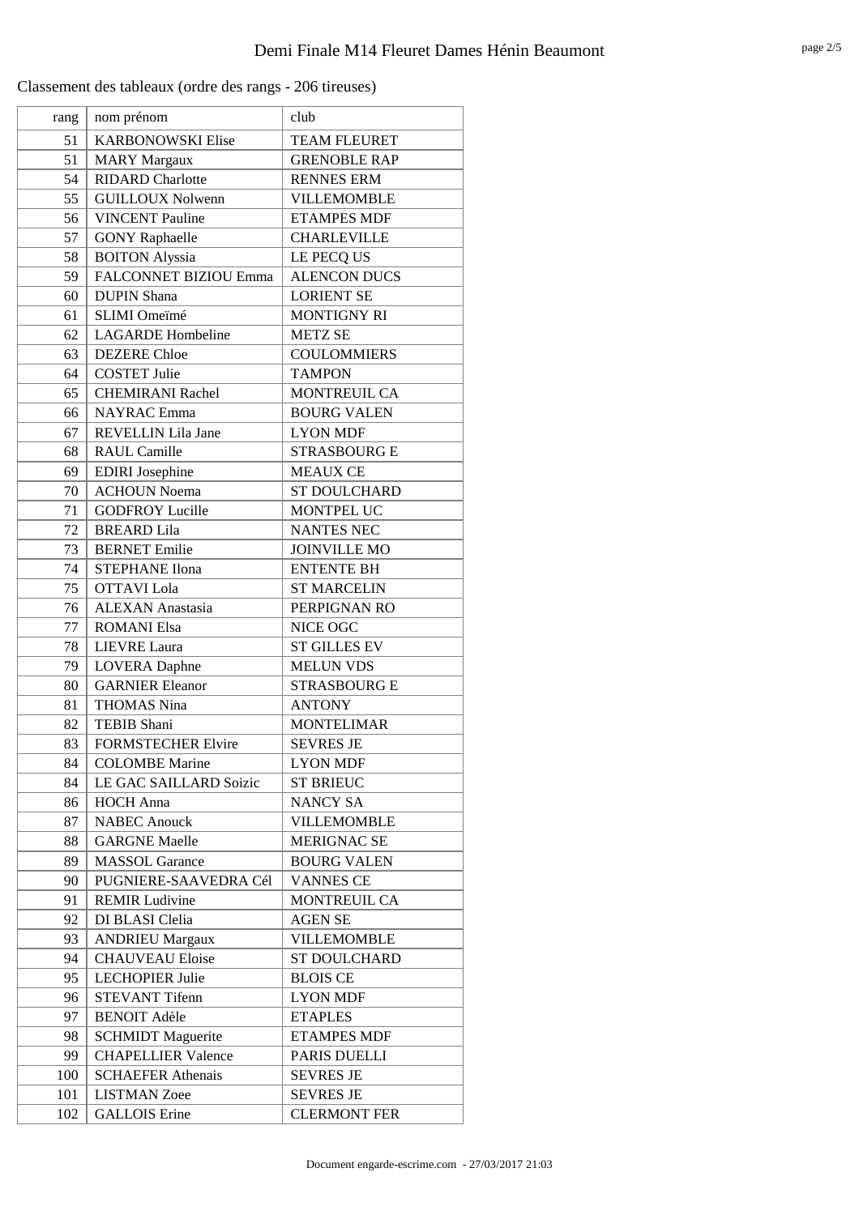Classement des tableaux (ordre des rangs - 206 tireuses)

| rang | nom prénom | club |
|---|---|---|
| 51 | KARBONOWSKI Elise | TEAM FLEURET |
| 51 | MARY Margaux | GRENOBLE RAP |
| 54 | RIDARD Charlotte | RENNES ERM |
| 55 | GUILLOUX Nolwenn | VILLEMOMBLE |
| 56 | VINCENT Pauline | ETAMPES MDF |
| 57 | GONY Raphaelle | CHARLEVILLE |
| 58 | BOITON Alyssia | LE PECQ US |
| 59 | FALCONNET BIZIOU Emma | ALENCON DUCS |
| 60 | DUPIN Shana | LORIENT SE |
| 61 | SLIMI Omeïmé | MONTIGNY RI |
| 62 | LAGARDE Hombeline | METZ SE |
| 63 | DEZERE Chloe | COULOMMIERS |
| 64 | COSTET Julie | TAMPON |
| 65 | CHEMIRANI Rachel | MONTREUIL CA |
| 66 | NAYRAC Emma | BOURG VALEN |
| 67 | REVELLIN Lila Jane | LYON MDF |
| 68 | RAUL Camille | STRASBOURG E |
| 69 | EDIRI Josephine | MEAUX CE |
| 70 | ACHOUN Noema | ST DOULCHARD |
| 71 | GODFROY Lucille | MONTPEL UC |
| 72 | BREARD Lila | NANTES NEC |
| 73 | BERNET Emilie | JOINVILLE MO |
| 74 | STEPHANE Ilona | ENTENTE BH |
| 75 | OTTAVI Lola | ST MARCELIN |
| 76 | ALEXAN Anastasia | PERPIGNAN RO |
| 77 | ROMANI Elsa | NICE OGC |
| 78 | LIEVRE Laura | ST GILLES EV |
| 79 | LOVERA Daphne | MELUN VDS |
| 80 | GARNIER Eleanor | STRASBOURG E |
| 81 | THOMAS Nina | ANTONY |
| 82 | TEBIB Shani | MONTELIMAR |
| 83 | FORMSTECHER Elvire | SEVRES JE |
| 84 | COLOMBE Marine | LYON MDF |
| 84 | LE GAC SAILLARD Soizic | ST BRIEUC |
| 86 | HOCH Anna | NANCY SA |
| 87 | NABEC Anouck | VILLEMOMBLE |
| 88 | GARGNE Maelle | MERIGNAC SE |
| 89 | MASSOL Garance | BOURG VALEN |
| 90 | PUGNIERE-SAAVEDRA Cél | VANNES CE |
| 91 | REMIR Ludivine | MONTREUIL CA |
| 92 | DI BLASI Clelia | AGEN SE |
| 93 | ANDRIEU Margaux | VILLEMOMBLE |
| 94 | CHAUVEAU Eloise | ST DOULCHARD |
| 95 | LECHOPIER Julie | BLOIS CE |
| 96 | STEVANT Tifenn | LYON MDF |
| 97 | BENOIT Adèle | ETAPLES |
| 98 | SCHMIDT Maguerite | ETAMPES MDF |
| 99 | CHAPELLIER Valence | PARIS DUELLI |
| 100 | SCHAEFER Athenais | SEVRES JE |
| 101 | LISTMAN Zoee | SEVRES JE |
| 102 | GALLOIS Erine | CLERMONT FER |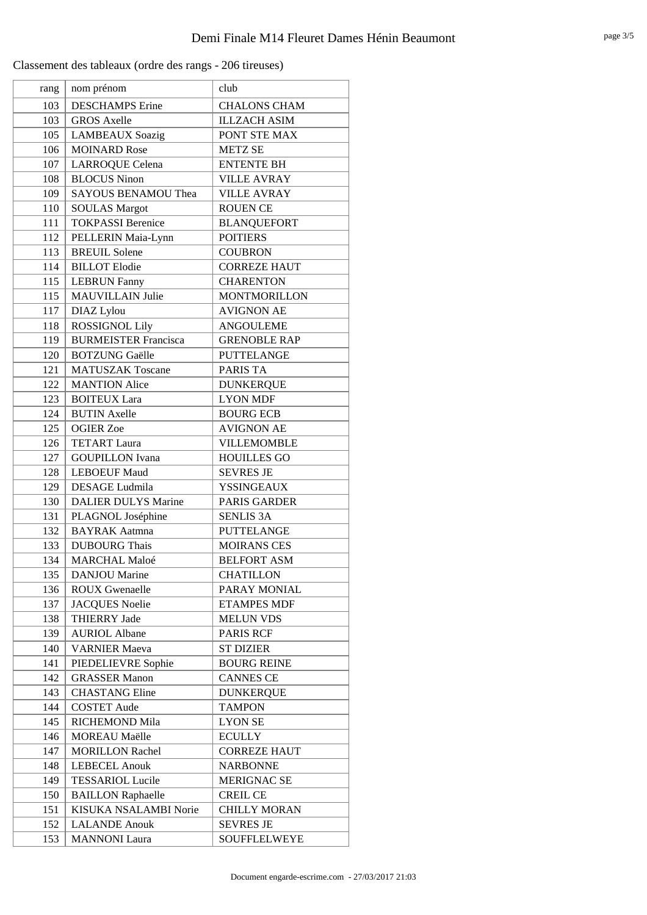# Demi Finale M14 Fleuret Dames Hénin Beaumont

Classement des tableaux (ordre des rangs - 206 tireuses)

| rang | nom prénom | club |
|---|---|---|
| 103 | DESCHAMPS Erine | CHALONS CHAM |
| 103 | GROS Axelle | ILLZACH ASIM |
| 105 | LAMBEAUX Soazig | PONT STE MAX |
| 106 | MOINARD Rose | METZ SE |
| 107 | LARROQUE Celena | ENTENTE BH |
| 108 | BLOCUS Ninon | VILLE AVRAY |
| 109 | SAYOUS BENAMOU Thea | VILLE AVRAY |
| 110 | SOULAS Margot | ROUEN CE |
| 111 | TOKPASSI Berenice | BLANQUEFORT |
| 112 | PELLERIN Maia-Lynn | POITIERS |
| 113 | BREUIL Solene | COUBRON |
| 114 | BILLOT Elodie | CORREZE HAUT |
| 115 | LEBRUN Fanny | CHARENTON |
| 115 | MAUVILLAIN Julie | MONTMORILLON |
| 117 | DIAZ Lylou | AVIGNON AE |
| 118 | ROSSIGNOL Lily | ANGOULEME |
| 119 | BURMEISTER Francisca | GRENOBLE RAP |
| 120 | BOTZUNG Gaëlle | PUTTELANGE |
| 121 | MATUSZAK Toscane | PARIS TA |
| 122 | MANTION Alice | DUNKERQUE |
| 123 | BOITEUX Lara | LYON MDF |
| 124 | BUTIN Axelle | BOURG ECB |
| 125 | OGIER Zoe | AVIGNON AE |
| 126 | TETART Laura | VILLEMOMBLE |
| 127 | GOUPILLON Ivana | HOUILLES GO |
| 128 | LEBOEUF Maud | SEVRES JE |
| 129 | DESAGE Ludmila | YSSINGEAUX |
| 130 | DALIER DULYS Marine | PARIS GARDER |
| 131 | PLAGNOL Joséphine | SENLIS 3A |
| 132 | BAYRAK Aatmna | PUTTELANGE |
| 133 | DUBOURG Thais | MOIRANS CES |
| 134 | MARCHAL Maloé | BELFORT ASM |
| 135 | DANJOU Marine | CHATILLON |
| 136 | ROUX Gwenaelle | PARAY MONIAL |
| 137 | JACQUES Noelie | ETAMPES MDF |
| 138 | THIERRY Jade | MELUN VDS |
| 139 | AURIOL Albane | PARIS RCF |
| 140 | VARNIER Maeva | ST DIZIER |
| 141 | PIEDELIEVRE Sophie | BOURG REINE |
| 142 | GRASSER Manon | CANNES CE |
| 143 | CHASTANG Eline | DUNKERQUE |
| 144 | COSTET Aude | TAMPON |
| 145 | RICHEMOND Mila | LYON SE |
| 146 | MOREAU Maëlle | ECULLY |
| 147 | MORILLON Rachel | CORREZE HAUT |
| 148 | LEBECEL Anouk | NARBONNE |
| 149 | TESSARIOL Lucile | MERIGNAC SE |
| 150 | BAILLON Raphaelle | CREIL CE |
| 151 | KISUKA NSALAMBI Norie | CHILLY MORAN |
| 152 | LALANDE Anouk | SEVRES JE |
| 153 | MANNONI Laura | SOUFFLELWEYE |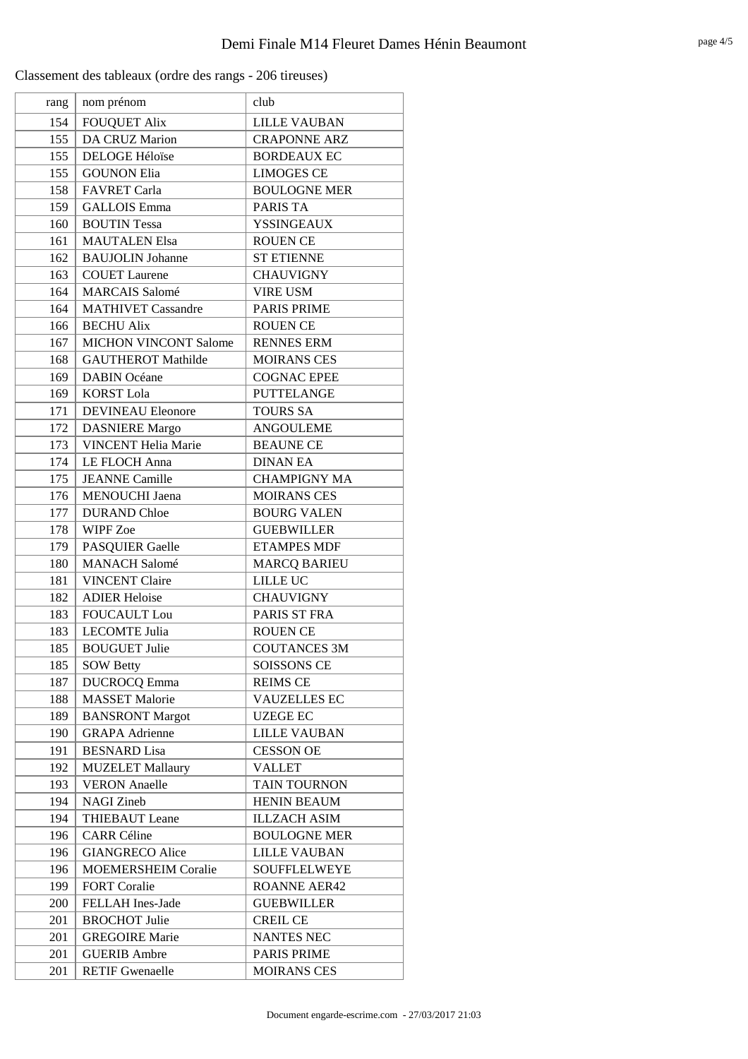Classement des tableaux (ordre des rangs - 206 tireuses)

| rang | nom prénom | club |
|---|---|---|
| 154 | FOUQUET Alix | LILLE VAUBAN |
| 155 | DA CRUZ Marion | CRAPONNE ARZ |
| 155 | DELOGE Héloïse | BORDEAUX EC |
| 155 | GOUNON Elia | LIMOGES CE |
| 158 | FAVRET Carla | BOULOGNE MER |
| 159 | GALLOIS Emma | PARIS TA |
| 160 | BOUTIN Tessa | YSSINGEAUX |
| 161 | MAUTALEN Elsa | ROUEN CE |
| 162 | BAUJOLIN Johanne | ST ETIENNE |
| 163 | COUET Laurene | CHAUVIGNY |
| 164 | MARCAIS Salomé | VIRE USM |
| 164 | MATHIVET Cassandre | PARIS PRIME |
| 166 | BECHU Alix | ROUEN CE |
| 167 | MICHON VINCONT Salome | RENNES ERM |
| 168 | GAUTHEROT Mathilde | MOIRANS CES |
| 169 | DABIN Océane | COGNAC EPEE |
| 169 | KORST Lola | PUTTELANGE |
| 171 | DEVINEAU Eleonore | TOURS SA |
| 172 | DASNIERE Margo | ANGOULEME |
| 173 | VINCENT Helia Marie | BEAUNE CE |
| 174 | LE FLOCH Anna | DINAN EA |
| 175 | JEANNE Camille | CHAMPIGNY MA |
| 176 | MENOUCHI Jaena | MOIRANS CES |
| 177 | DURAND Chloe | BOURG VALEN |
| 178 | WIPF Zoe | GUEBWILLER |
| 179 | PASQUIER Gaelle | ETAMPES MDF |
| 180 | MANACH Salomé | MARCQ BARIEU |
| 181 | VINCENT Claire | LILLE UC |
| 182 | ADIER Heloise | CHAUVIGNY |
| 183 | FOUCAULT Lou | PARIS ST FRA |
| 183 | LECOMTE Julia | ROUEN CE |
| 185 | BOUGUET Julie | COUTANCES 3M |
| 185 | SOW Betty | SOISSONS CE |
| 187 | DUCROCQ Emma | REIMS CE |
| 188 | MASSET Malorie | VAUZELLES EC |
| 189 | BANSRONT Margot | UZEGE EC |
| 190 | GRAPA Adrienne | LILLE VAUBAN |
| 191 | BESNARD Lisa | CESSON OE |
| 192 | MUZELET Mallaury | VALLET |
| 193 | VERON Anaelle | TAIN TOURNON |
| 194 | NAGI Zineb | HENIN BEAUM |
| 194 | THIEBAUT Leane | ILLZACH ASIM |
| 196 | CARR Céline | BOULOGNE MER |
| 196 | GIANGRECO Alice | LILLE VAUBAN |
| 196 | MOEMERSHEIM Coralie | SOUFFLELWEYE |
| 199 | FORT Coralie | ROANNE AER42 |
| 200 | FELLAH Ines-Jade | GUEBWILLER |
| 201 | BROCHOT Julie | CREIL CE |
| 201 | GREGOIRE Marie | NANTES NEC |
| 201 | GUERIB Ambre | PARIS PRIME |
| 201 | RETIF Gwenaelle | MOIRANS CES |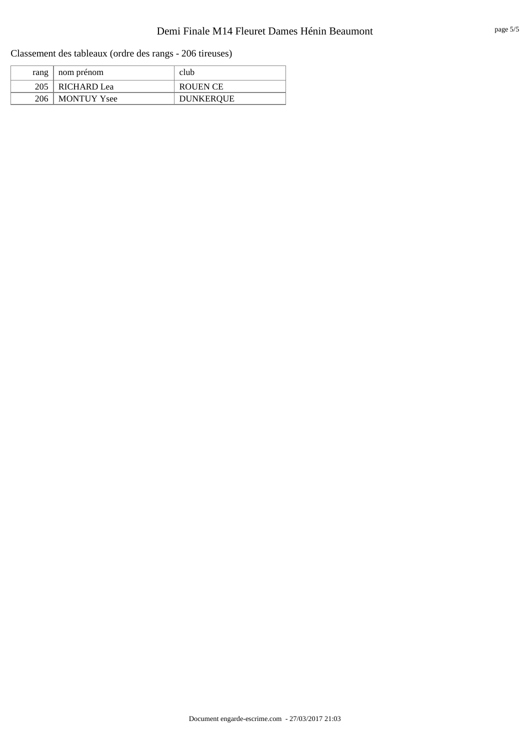Classement des tableaux (ordre des rangs - 206 tireuses)

| rang | nom prénom | club |
|---|---|---|
| 205 | RICHARD Lea | ROUEN CE |
| 206 | MONTUY Ysee | DUNKERQUE |